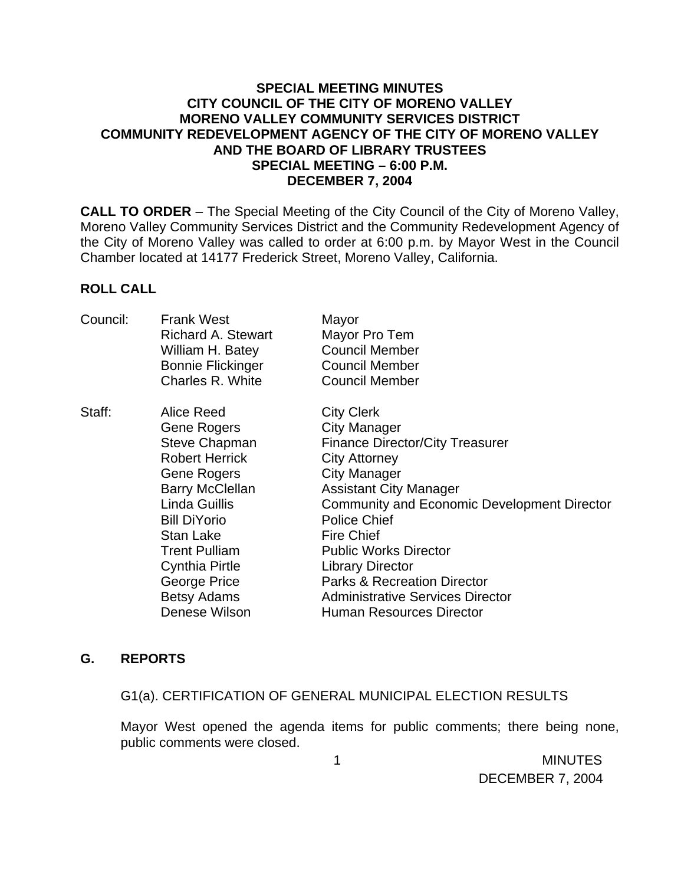**SPECIAL MEETING MINUTES**
**CITY COUNCIL OF THE CITY OF MORENO VALLEY**
**MORENO VALLEY COMMUNITY SERVICES DISTRICT**
**COMMUNITY REDEVELOPMENT AGENCY OF THE CITY OF MORENO VALLEY**
**AND THE BOARD OF LIBRARY TRUSTEES**
**SPECIAL MEETING – 6:00 P.M.**
**DECEMBER 7, 2004**

**CALL TO ORDER** – The Special Meeting of the City Council of the City of Moreno Valley, Moreno Valley Community Services District and the Community Redevelopment Agency of the City of Moreno Valley was called to order at 6:00 p.m. by Mayor West in the Council Chamber located at 14177 Frederick Street, Moreno Valley, California.

**ROLL CALL**

| | | |
|---|---|---|
| Council: | Frank West | Mayor |
| | Richard A. Stewart | Mayor Pro Tem |
| | William H. Batey | Council Member |
| | Bonnie Flickinger | Council Member |
| | Charles R. White | Council Member |
| Staff: | Alice Reed | City Clerk |
| | Gene Rogers | City Manager |
| | Steve Chapman | Finance Director/City Treasurer |
| | Robert Herrick | City Attorney |
| | Gene Rogers | City Manager |
| | Barry McClellan | Assistant City Manager |
| | Linda Guillis | Community and Economic Development Director |
| | Bill DiYorio | Police Chief |
| | Stan Lake | Fire Chief |
| | Trent Pulliam | Public Works Director |
| | Cynthia Pirtle | Library Director |
| | George Price | Parks & Recreation Director |
| | Betsy Adams | Administrative Services Director |
| | Denese Wilson | Human Resources Director |

**G. REPORTS**

G1(a). CERTIFICATION OF GENERAL MUNICIPAL ELECTION RESULTS

Mayor West opened the agenda items for public comments; there being none, public comments were closed.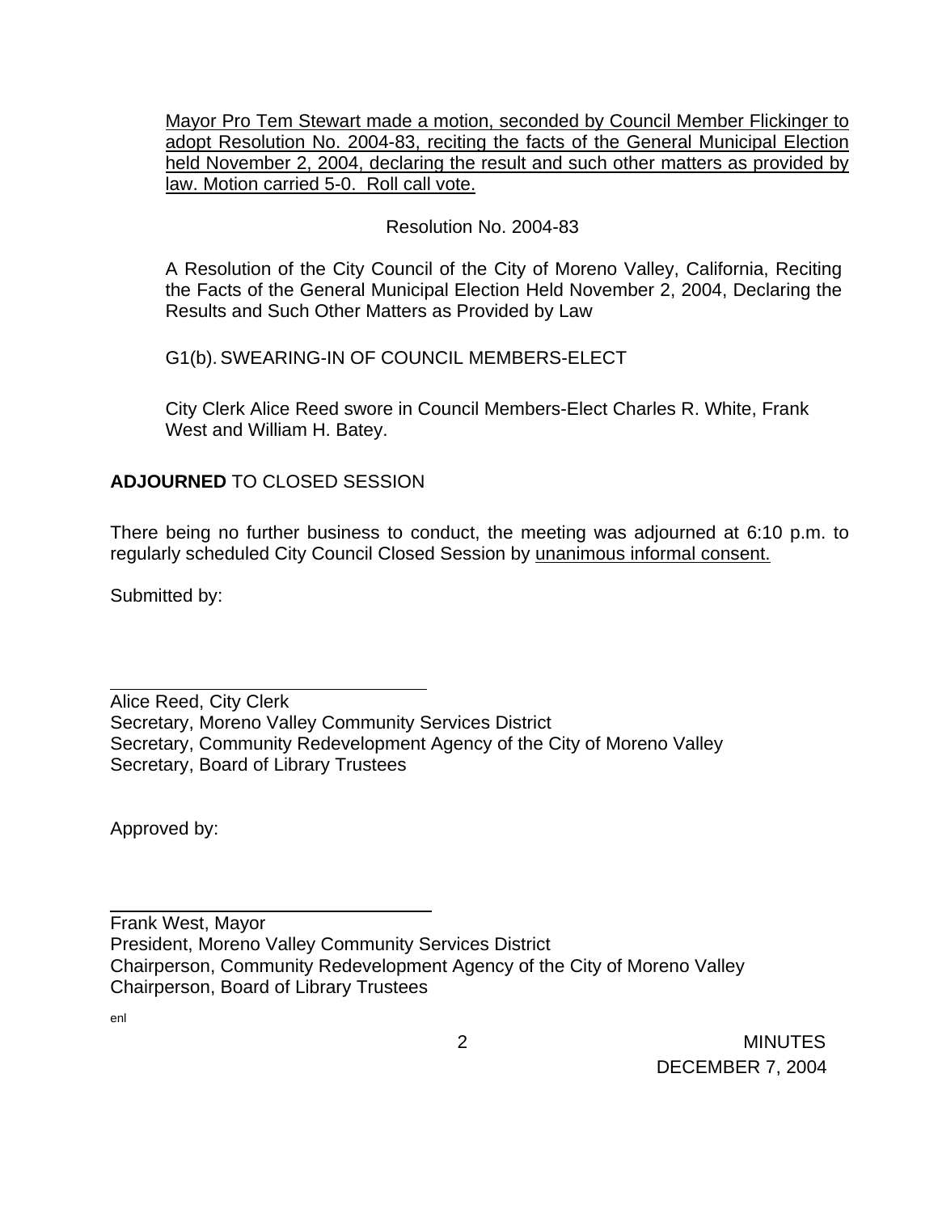<u>Mayor Pro Tem Stewart made a motion, seconded by Council Member Flickinger to adopt Resolution No. 2004-83, reciting the facts of the General Municipal Election held November 2, 2004, declaring the result and such other matters as provided by law. Motion carried 5-0. Roll call vote.</u>

Resolution No. 2004-83

A Resolution of the City Council of the City of Moreno Valley, California, Reciting the Facts of the General Municipal Election Held November 2, 2004, Declaring the Results and Such Other Matters as Provided by Law

G1(b). SWEARING-IN OF COUNCIL MEMBERS-ELECT

City Clerk Alice Reed swore in Council Members-Elect Charles R. White, Frank West and William H. Batey.

**ADJOURNED** TO CLOSED SESSION

There being no further business to conduct, the meeting was adjourned at 6:10 p.m. to regularly scheduled City Council Closed Session by <u>unanimous informal consent.</u>

Submitted by:

\_\_\_\_\_\_\_\_\_\_\_\_\_\_\_\_\_\_\_\_\_\_\_\_\_\_\_\_\_\_\_\_\_\_\_\_

Alice Reed, City Clerk
Secretary, Moreno Valley Community Services District
Secretary, Community Redevelopment Agency of the City of Moreno Valley
Secretary, Board of Library Trustees

Approved by:

\_\_\_\_\_\_\_\_\_\_\_\_\_\_\_\_\_\_\_\_\_\_\_\_\_\_\_\_\_\_\_\_\_\_\_\_

Frank West, Mayor
President, Moreno Valley Community Services District
Chairperson, Community Redevelopment Agency of the City of Moreno Valley
Chairperson, Board of Library Trustees

enl